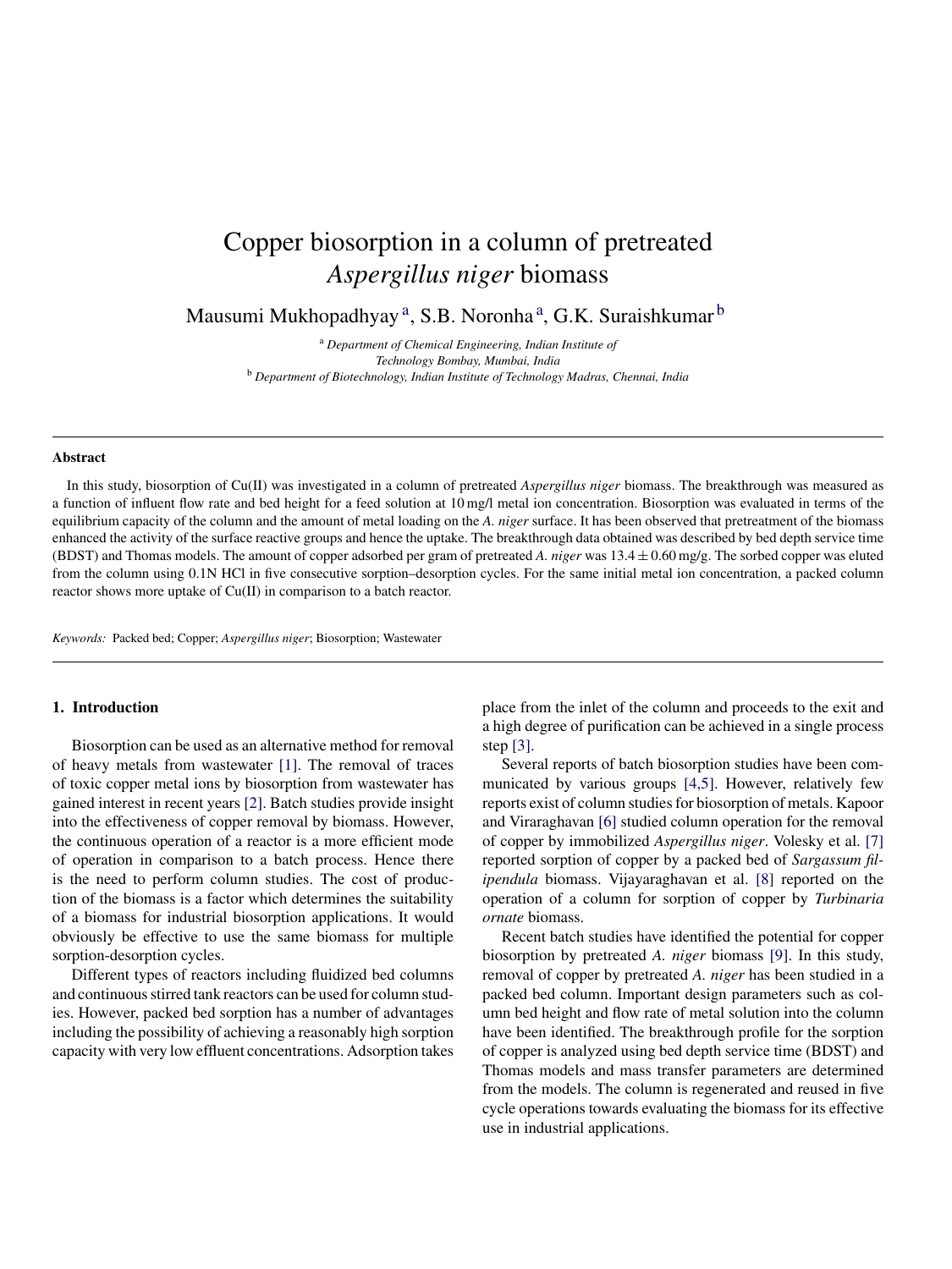# Copper biosorption in a column of pretreated *Aspergillus niger* biomass

Mausumi Mukhopadhyay [a], S.B. Noronha [a], G.K. Suraishkumar [b]

[a] *Department of Chemical Engineering, Indian Institute of Technology Bombay, Mumbai, India*

[b] *Department of Biotechnology, Indian Institute of Technology Madras, Chennai, India*

---

**Abstract**

In this study, biosorption of Cu(II) was investigated in a column of pretreated *Aspergillus niger* biomass. The breakthrough was measured as a function of influent flow rate and bed height for a feed solution at 10 mg/l metal ion concentration. Biosorption was evaluated in terms of the equilibrium capacity of the column and the amount of metal loading on the *A. niger* surface. It has been observed that pretreatment of the biomass enhanced the activity of the surface reactive groups and hence the uptake. The breakthrough data obtained was described by bed depth service time (BDST) and Thomas models. The amount of copper adsorbed per gram of pretreated *A. niger* was $13.4 \pm 0.60$ mg/g. The sorbed copper was eluted from the column using 0.1N HCl in five consecutive sorption–desorption cycles. For the same initial metal ion concentration, a packed column reactor shows more uptake of Cu(II) in comparison to a batch reactor.

*Keywords:* Packed bed; Copper; *Aspergillus niger*; Biosorption; Wastewater

---

## 1. Introduction

Biosorption can be used as an alternative method for removal of heavy metals from wastewater [1]. The removal of traces of toxic copper metal ions by biosorption from wastewater has gained interest in recent years [2]. Batch studies provide insight into the effectiveness of copper removal by biomass. However, the continuous operation of a reactor is a more efficient mode of operation in comparison to a batch process. Hence there is the need to perform column studies. The cost of production of the biomass is a factor which determines the suitability of a biomass for industrial biosorption applications. It would obviously be effective to use the same biomass for multiple sorption-desorption cycles.

Different types of reactors including fluidized bed columns and continuous stirred tank reactors can be used for column studies. However, packed bed sorption has a number of advantages including the possibility of achieving a reasonably high sorption capacity with very low effluent concentrations. Adsorption takes place from the inlet of the column and proceeds to the exit and a high degree of purification can be achieved in a single process step [3].

Several reports of batch biosorption studies have been communicated by various groups [4,5]. However, relatively few reports exist of column studies for biosorption of metals. Kapoor and Viraraghavan [6] studied column operation for the removal of copper by immobilized *Aspergillus niger*. Volesky et al. [7] reported sorption of copper by a packed bed of *Sargassum filipendula* biomass. Vijayaraghavan et al. [8] reported on the operation of a column for sorption of copper by *Turbinaria ornate* biomass.

Recent batch studies have identified the potential for copper biosorption by pretreated *A. niger* biomass [9]. In this study, removal of copper by pretreated *A. niger* has been studied in a packed bed column. Important design parameters such as column bed height and flow rate of metal solution into the column have been identified. The breakthrough profile for the sorption of copper is analyzed using bed depth service time (BDST) and Thomas models and mass transfer parameters are determined from the models. The column is regenerated and reused in five cycle operations towards evaluating the biomass for its effective use in industrial applications.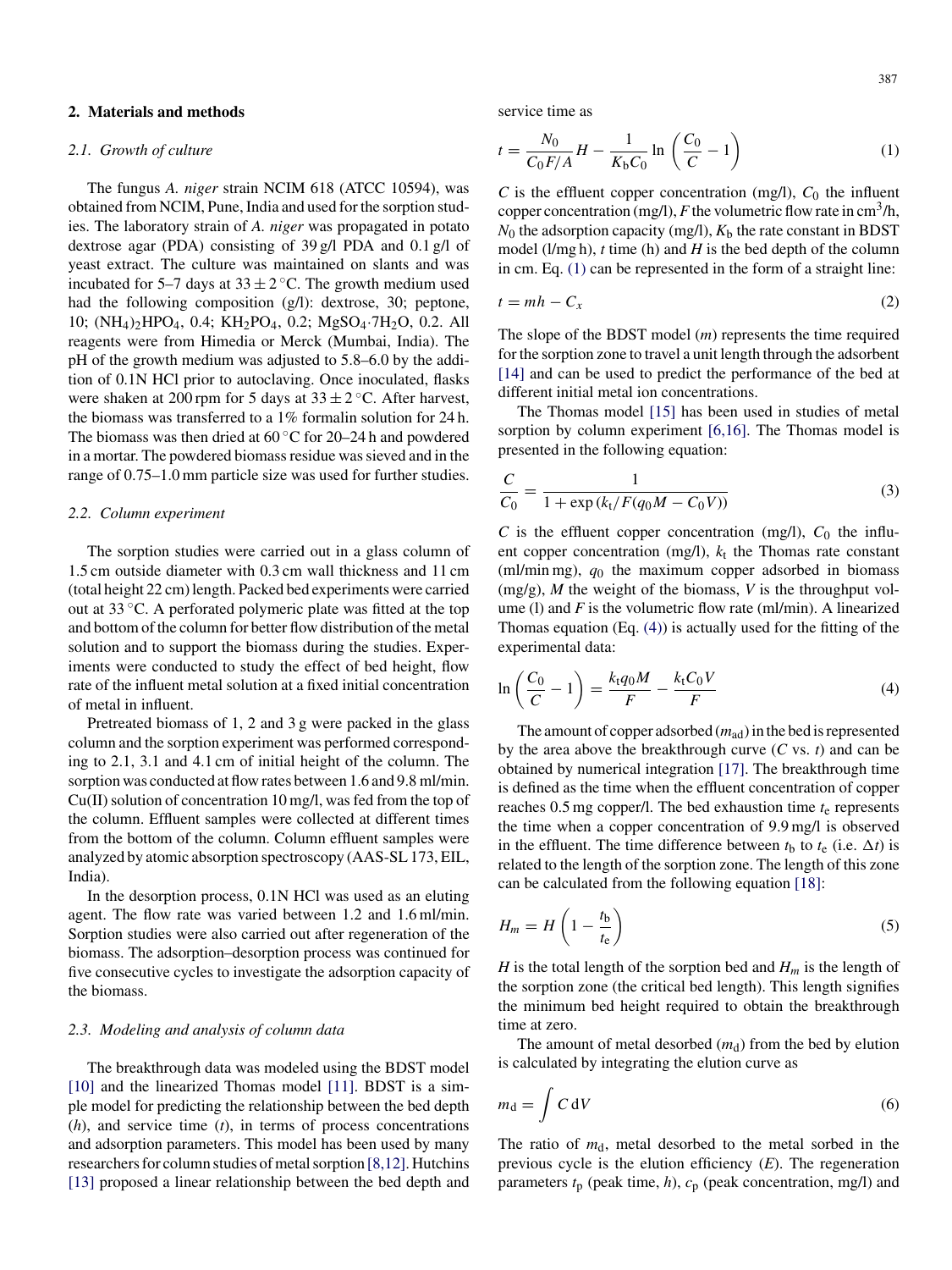## 2. Materials and methods

### 2.1. Growth of culture

The fungus *A. niger* strain NCIM 618 (ATCC 10594), was obtained from NCIM, Pune, India and used for the sorption studies. The laboratory strain of *A. niger* was propagated in potato dextrose agar (PDA) consisting of 39 g/l PDA and 0.1 g/l of yeast extract. The culture was maintained on slants and was incubated for 5–7 days at 33 ± 2 °C. The growth medium used had the following composition (g/l): dextrose, 30; peptone, 10; $(NH_4)_2HPO_4$, 0.4; $KH_2PO_4$, 0.2; $MgSO_4{\cdot}7H_2O$, 0.2. All reagents were from Himedia or Merck (Mumbai, India). The pH of the growth medium was adjusted to 5.8–6.0 by the addition of 0.1N HCl prior to autoclaving. Once inoculated, flasks were shaken at 200 rpm for 5 days at 33 ± 2 °C. After harvest, the biomass was transferred to a 1% formalin solution for 24 h. The biomass was then dried at 60 °C for 20–24 h and powdered in a mortar. The powdered biomass residue was sieved and in the range of 0.75–1.0 mm particle size was used for further studies.

### 2.2. Column experiment

The sorption studies were carried out in a glass column of 1.5 cm outside diameter with 0.3 cm wall thickness and 11 cm (total height 22 cm) length. Packed bed experiments were carried out at 33 °C. A perforated polymeric plate was fitted at the top and bottom of the column for better flow distribution of the metal solution and to support the biomass during the studies. Experiments were conducted to study the effect of bed height, flow rate of the influent metal solution at a fixed initial concentration of metal in influent.

Pretreated biomass of 1, 2 and 3 g were packed in the glass column and the sorption experiment was performed corresponding to 2.1, 3.1 and 4.1 cm of initial height of the column. The sorption was conducted at flow rates between 1.6 and 9.8 ml/min. Cu(II) solution of concentration 10 mg/l, was fed from the top of the column. Effluent samples were collected at different times from the bottom of the column. Column effluent samples were analyzed by atomic absorption spectroscopy (AAS-SL 173, EIL, India).

In the desorption process, 0.1N HCl was used as an eluting agent. The flow rate was varied between 1.2 and 1.6 ml/min. Sorption studies were also carried out after regeneration of the biomass. The adsorption–desorption process was continued for five consecutive cycles to investigate the adsorption capacity of the biomass.

### 2.3. Modeling and analysis of column data

The breakthrough data was modeled using the BDST model [10] and the linearized Thomas model [11]. BDST is a simple model for predicting the relationship between the bed depth ($h$), and service time ($t$), in terms of process concentrations and adsorption parameters. This model has been used by many researchers for column studies of metal sorption [8,12]. Hutchins [13] proposed a linear relationship between the bed depth and service time as

$$t = \frac{N_0}{C_0 F/A} H - \frac{1}{K_b C_0} \ln\left(\frac{C_0}{C} - 1\right) \tag{1}$$

$C$ is the effluent copper concentration (mg/l), $C_0$ the influent copper concentration (mg/l), $F$ the volumetric flow rate in $cm^3/h$, $N_0$ the adsorption capacity (mg/l), $K_b$ the rate constant in BDST model (l/mg h), $t$ time (h) and $H$ is the bed depth of the column in cm. Eq. (1) can be represented in the form of a straight line:

$$t = mh - C_x \tag{2}$$

The slope of the BDST model ($m$) represents the time required for the sorption zone to travel a unit length through the adsorbent [14] and can be used to predict the performance of the bed at different initial metal ion concentrations.

The Thomas model [15] has been used in studies of metal sorption by column experiment [6,16]. The Thomas model is presented in the following equation:

$$\frac{C}{C_0} = \frac{1}{1 + \exp\left(k_t/F(q_0 M - C_0 V)\right)} \tag{3}$$

$C$ is the effluent copper concentration (mg/l), $C_0$ the influent copper concentration (mg/l), $k_t$ the Thomas rate constant (ml/min mg), $q_0$ the maximum copper adsorbed in biomass (mg/g), $M$ the weight of the biomass, $V$ is the throughput volume (l) and $F$ is the volumetric flow rate (ml/min). A linearized Thomas equation (Eq. (4)) is actually used for the fitting of the experimental data:

$$\ln\left(\frac{C_0}{C} - 1\right) = \frac{k_t q_0 M}{F} - \frac{k_t C_0 V}{F} \tag{4}$$

The amount of copper adsorbed ($m_{ad}$) in the bed is represented by the area above the breakthrough curve ($C$ vs. $t$) and can be obtained by numerical integration [17]. The breakthrough time is defined as the time when the effluent concentration of copper reaches 0.5 mg copper/l. The bed exhaustion time $t_e$ represents the time when a copper concentration of 9.9 mg/l is observed in the effluent. The time difference between $t_b$ to $t_e$ (i.e. $\Delta t$) is related to the length of the sorption zone. The length of this zone can be calculated from the following equation [18]:

$$H_m = H\left(1 - \frac{t_b}{t_e}\right) \tag{5}$$

$H$ is the total length of the sorption bed and $H_m$ is the length of the sorption zone (the critical bed length). This length signifies the minimum bed height required to obtain the breakthrough time at zero.

The amount of metal desorbed ($m_d$) from the bed by elution is calculated by integrating the elution curve as

$$m_d = \int C \, dV \tag{6}$$

The ratio of $m_d$, metal desorbed to the metal sorbed in the previous cycle is the elution efficiency ($E$). The regeneration parameters $t_p$ (peak time, h), $c_p$ (peak concentration, mg/l) and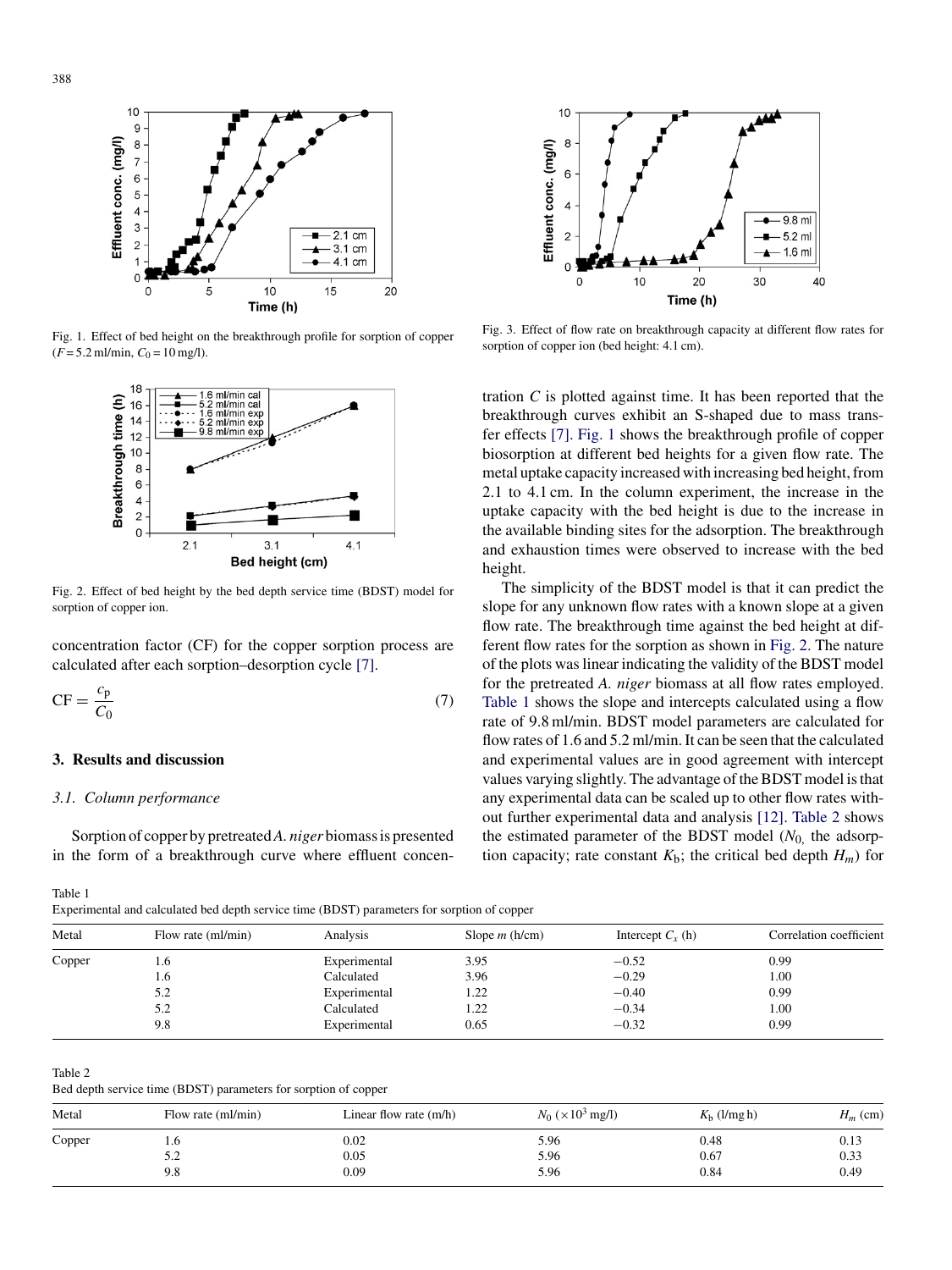Fig. 1. Effect of bed height on the breakthrough profile for sorption of copper ($F$ = 5.2 ml/min, $C_0$ = 10 mg/l).

Fig. 2. Effect of bed height by the bed depth service time (BDST) model for sorption of copper ion.

concentration factor (CF) for the copper sorption process are calculated after each sorption–desorption cycle [7].

$$\mathrm{CF} = \frac{c_p}{C_0} \tag{7}$$

## 3. Results and discussion

### 3.1. Column performance

Sorption of copper by pretreated *A. niger* biomass is presented in the form of a breakthrough curve where effluent concentration $C$ is plotted against time. It has been reported that the breakthrough curves exhibit an S-shaped due to mass transfer effects [7]. Fig. 1 shows the breakthrough profile of copper biosorption at different bed heights for a given flow rate. The metal uptake capacity increased with increasing bed height, from 2.1 to 4.1 cm. In the column experiment, the increase in the uptake capacity with the bed height is due to the increase in the available binding sites for the adsorption. The breakthrough and exhaustion times were observed to increase with the bed height.

The simplicity of the BDST model is that it can predict the slope for any unknown flow rates with a known slope at a given flow rate. The breakthrough time against the bed height at different flow rates for the sorption as shown in Fig. 2. The nature of the plots was linear indicating the validity of the BDST model for the pretreated *A. niger* biomass at all flow rates employed. Table 1 shows the slope and intercepts calculated using a flow rate of 9.8 ml/min. BDST model parameters are calculated for flow rates of 1.6 and 5.2 ml/min. It can be seen that the calculated and experimental values are in good agreement with intercept values varying slightly. The advantage of the BDST model is that any experimental data can be scaled up to other flow rates without further experimental data and analysis [12]. Table 2 shows the estimated parameter of the BDST model ($N_0$, the adsorption capacity; rate constant $K_b$; the critical bed depth $H_m$) for

Fig. 3. Effect of flow rate on breakthrough capacity at different flow rates for sorption of copper ion (bed height: 4.1 cm).

Table 1
Experimental and calculated bed depth service time (BDST) parameters for sorption of copper

| Metal | Flow rate (ml/min) | Analysis | Slope $m$ (h/cm) | Intercept $C_x$ (h) | Correlation coefficient |
|---|---|---|---|---|---|
| Copper | 1.6 | Experimental | 3.95 | −0.52 | 0.99 |
| | 1.6 | Calculated | 3.96 | −0.29 | 1.00 |
| | 5.2 | Experimental | 1.22 | −0.40 | 0.99 |
| | 5.2 | Calculated | 1.22 | −0.34 | 1.00 |
| | 9.8 | Experimental | 0.65 | −0.32 | 0.99 |

Table 2
Bed depth service time (BDST) parameters for sorption of copper

| Metal | Flow rate (ml/min) | Linear flow rate (m/h) | $N_0$ ($\times 10^3$ mg/l) | $K_b$ (l/mg h) | $H_m$ (cm) |
|---|---|---|---|---|---|
| Copper | 1.6 | 0.02 | 5.96 | 0.48 | 0.13 |
| | 5.2 | 0.05 | 5.96 | 0.67 | 0.33 |
| | 9.8 | 0.09 | 5.96 | 0.84 | 0.49 |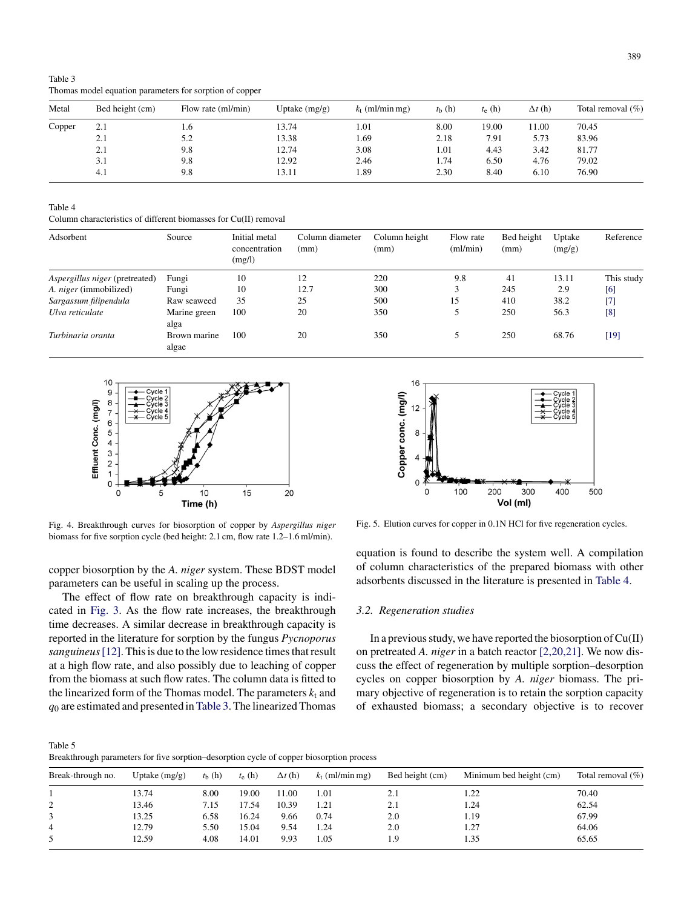Table 3
Thomas model equation parameters for sorption of copper

| Metal | Bed height (cm) | Flow rate (ml/min) | Uptake (mg/g) | $k_t$ (ml/min mg) | $t_b$ (h) | $t_e$ (h) | $\Delta t$ (h) | Total removal (%) |
|---|---|---|---|---|---|---|---|---|
| Copper | 2.1 | 1.6 | 13.74 | 1.01 | 8.00 | 19.00 | 11.00 | 70.45 |
| | 2.1 | 5.2 | 13.38 | 1.69 | 2.18 | 7.91 | 5.73 | 83.96 |
| | 2.1 | 9.8 | 12.74 | 3.08 | 1.01 | 4.43 | 3.42 | 81.77 |
| | 3.1 | 9.8 | 12.92 | 2.46 | 1.74 | 6.50 | 4.76 | 79.02 |
| | 4.1 | 9.8 | 13.11 | 1.89 | 2.30 | 8.40 | 6.10 | 76.90 |

Table 4
Column characteristics of different biomasses for Cu(II) removal

| Adsorbent | Source | Initial metal concentration (mg/l) | Column diameter (mm) | Column height (mm) | Flow rate (ml/min) | Bed height (mm) | Uptake (mg/g) | Reference |
|---|---|---|---|---|---|---|---|---|
| *Aspergillus niger* (pretreated) | Fungi | 10 | 12 | 220 | 9.8 | 41 | 13.11 | This study |
| *A. niger* (immobilized) | Fungi | 10 | 12.7 | 300 | 3 | 245 | 2.9 | [6] |
| *Sargassum filipendula* | Raw seaweed | 35 | 25 | 500 | 15 | 410 | 38.2 | [7] |
| *Ulva reticulate* | Marine green alga | 100 | 20 | 350 | 5 | 250 | 56.3 | [8] |
| *Turbinaria oranta* | Brown marine algae | 100 | 20 | 350 | 5 | 250 | 68.76 | [19] |

Fig. 4. Breakthrough curves for biosorption of copper by *Aspergillus niger* biomass for five sorption cycle (bed height: 2.1 cm, flow rate 1.2–1.6 ml/min).

Fig. 5. Elution curves for copper in 0.1N HCl for five regeneration cycles.

copper biosorption by the *A. niger* system. These BDST model parameters can be useful in scaling up the process.

The effect of flow rate on breakthrough capacity is indicated in Fig. 3. As the flow rate increases, the breakthrough time decreases. A similar decrease in breakthrough capacity is reported in the literature for sorption by the fungus *Pycnoporus sanguineus* [12]. This is due to the low residence times that result at a high flow rate, and also possibly due to leaching of copper from the biomass at such flow rates. The column data is fitted to the linearized form of the Thomas model. The parameters $k_t$ and $q_0$ are estimated and presented in Table 3. The linearized Thomas equation is found to describe the system well. A compilation of column characteristics of the prepared biomass with other adsorbents discussed in the literature is presented in Table 4.

### 3.2. Regeneration studies

In a previous study, we have reported the biosorption of Cu(II) on pretreated *A. niger* in a batch reactor [2,20,21]. We now discuss the effect of regeneration by multiple sorption–desorption cycles on copper biosorption by *A. niger* biomass. The primary objective of regeneration is to retain the sorption capacity of exhausted biomass; a secondary objective is to recover

Table 5
Breakthrough parameters for five sorption–desorption cycle of copper biosorption process

| Break-through no. | Uptake (mg/g) | $t_b$ (h) | $t_e$ (h) | $\Delta t$ (h) | $k_t$ (ml/min mg) | Bed height (cm) | Minimum bed height (cm) | Total removal (%) |
|---|---|---|---|---|---|---|---|---|
| 1 | 13.74 | 8.00 | 19.00 | 11.00 | 1.01 | 2.1 | 1.22 | 70.40 |
| 2 | 13.46 | 7.15 | 17.54 | 10.39 | 1.21 | 2.1 | 1.24 | 62.54 |
| 3 | 13.25 | 6.58 | 16.24 | 9.66 | 0.74 | 2.0 | 1.19 | 67.99 |
| 4 | 12.79 | 5.50 | 15.04 | 9.54 | 1.24 | 2.0 | 1.27 | 64.06 |
| 5 | 12.59 | 4.08 | 14.01 | 9.93 | 1.05 | 1.9 | 1.35 | 65.65 |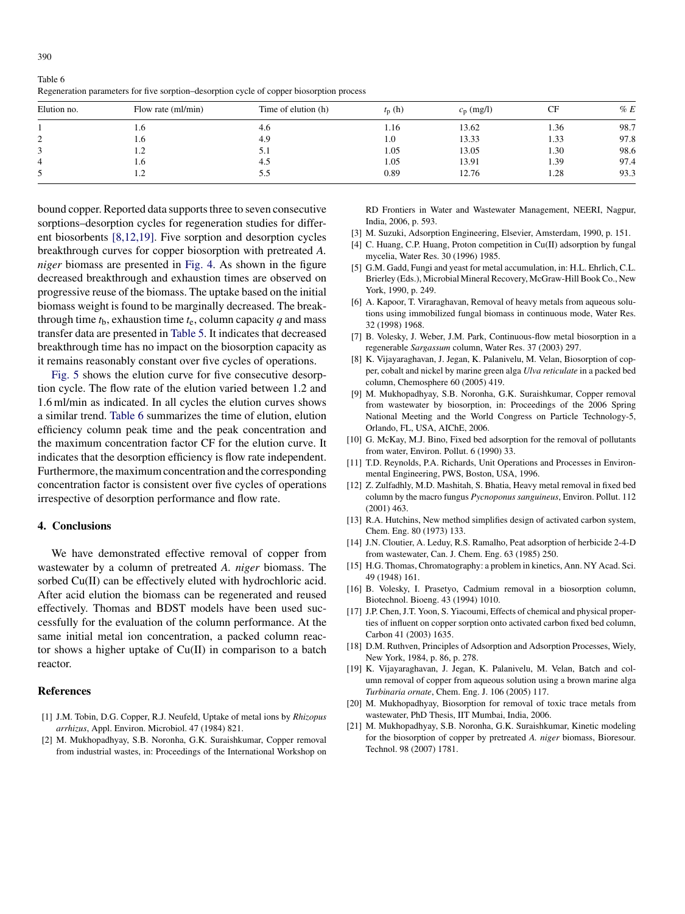Table 6
Regeneration parameters for five sorption–desorption cycle of copper biosorption process

| Elution no. | Flow rate (ml/min) | Time of elution (h) | $t_p$ (h) | $c_p$ (mg/l) | CF | % $E$ |
|---|---|---|---|---|---|---|
| 1 | 1.6 | 4.6 | 1.16 | 13.62 | 1.36 | 98.7 |
| 2 | 1.6 | 4.9 | 1.0 | 13.33 | 1.33 | 97.8 |
| 3 | 1.2 | 5.1 | 1.05 | 13.05 | 1.30 | 98.6 |
| 4 | 1.6 | 4.5 | 1.05 | 13.91 | 1.39 | 97.4 |
| 5 | 1.2 | 5.5 | 0.89 | 12.76 | 1.28 | 93.3 |

bound copper. Reported data supports three to seven consecutive sorptions–desorption cycles for regeneration studies for different biosorbents [8,12,19]. Five sorption and desorption cycles breakthrough curves for copper biosorption with pretreated *A. niger* biomass are presented in Fig. 4. As shown in the figure decreased breakthrough and exhaustion times are observed on progressive reuse of the biomass. The uptake based on the initial biomass weight is found to be marginally decreased. The breakthrough time $t_b$, exhaustion time $t_e$, column capacity $q$ and mass transfer data are presented in Table 5. It indicates that decreased breakthrough time has no impact on the biosorption capacity as it remains reasonably constant over five cycles of operations.

Fig. 5 shows the elution curve for five consecutive desorption cycle. The flow rate of the elution varied between 1.2 and 1.6 ml/min as indicated. In all cycles the elution curves shows a similar trend. Table 6 summarizes the time of elution, elution efficiency column peak time and the peak concentration and the maximum concentration factor CF for the elution curve. It indicates that the desorption efficiency is flow rate independent. Furthermore, the maximum concentration and the corresponding concentration factor is consistent over five cycles of operations irrespective of desorption performance and flow rate.

## 4. Conclusions

We have demonstrated effective removal of copper from wastewater by a column of pretreated *A. niger* biomass. The sorbed Cu(II) can be effectively eluted with hydrochloric acid. After acid elution the biomass can be regenerated and reused effectively. Thomas and BDST models have been used successfully for the evaluation of the column performance. At the same initial metal ion concentration, a packed column reactor shows a higher uptake of Cu(II) in comparison to a batch reactor.

## References

[1] J.M. Tobin, D.G. Copper, R.J. Neufeld, Uptake of metal ions by *Rhizopus arrhizus*, Appl. Environ. Microbiol. 47 (1984) 821.

[2] M. Mukhopadhyay, S.B. Noronha, G.K. Suraishkumar, Copper removal from industrial wastes, in: Proceedings of the International Workshop on RD Frontiers in Water and Wastewater Management, NEERI, Nagpur, India, 2006, p. 593.

[3] M. Suzuki, Adsorption Engineering, Elsevier, Amsterdam, 1990, p. 151.

[4] C. Huang, C.P. Huang, Proton competition in Cu(II) adsorption by fungal mycelia, Water Res. 30 (1996) 1985.

[5] G.M. Gadd, Fungi and yeast for metal accumulation, in: H.L. Ehrlich, C.L. Brierley (Eds.), Microbial Mineral Recovery, McGraw-Hill Book Co., New York, 1990, p. 249.

[6] A. Kapoor, T. Viraraghavan, Removal of heavy metals from aqueous solutions using immobilized fungal biomass in continuous mode, Water Res. 32 (1998) 1968.

[7] B. Volesky, J. Weber, J.M. Park, Continuous-flow metal biosorption in a regenerable *Sargassum* column, Water Res. 37 (2003) 297.

[8] K. Vijayaraghavan, J. Jegan, K. Palanivelu, M. Velan, Biosorption of copper, cobalt and nickel by marine green alga *Ulva reticulate* in a packed bed column, Chemosphere 60 (2005) 419.

[9] M. Mukhopadhyay, S.B. Noronha, G.K. Suraishkumar, Copper removal from wastewater by biosorption, in: Proceedings of the 2006 Spring National Meeting and the World Congress on Particle Technology-5, Orlando, FL, USA, AIChE, 2006.

[10] G. McKay, M.J. Bino, Fixed bed adsorption for the removal of pollutants from water, Environ. Pollut. 6 (1990) 33.

[11] T.D. Reynolds, P.A. Richards, Unit Operations and Processes in Environmental Engineering, PWS, Boston, USA, 1996.

[12] Z. Zulfadhly, M.D. Mashitah, S. Bhatia, Heavy metal removal in fixed bed column by the macro fungus *Pycnoponus sanguineus*, Environ. Pollut. 112 (2001) 463.

[13] R.A. Hutchins, New method simplifies design of activated carbon system, Chem. Eng. 80 (1973) 133.

[14] J.N. Cloutier, A. Leduy, R.S. Ramalho, Peat adsorption of herbicide 2-4-D from wastewater, Can. J. Chem. Eng. 63 (1985) 250.

[15] H.G. Thomas, Chromatography: a problem in kinetics, Ann. NY Acad. Sci. 49 (1948) 161.

[16] B. Volesky, I. Prasetyo, Cadmium removal in a biosorption column, Biotechnol. Bioeng. 43 (1994) 1010.

[17] J.P. Chen, J.T. Yoon, S. Yiacoumi, Effects of chemical and physical properties of influent on copper sorption onto activated carbon fixed bed column, Carbon 41 (2003) 1635.

[18] D.M. Ruthven, Principles of Adsorption and Adsorption Processes, Wiely, New York, 1984, p. 86, p. 278.

[19] K. Vijayaraghavan, J. Jegan, K. Palanivelu, M. Velan, Batch and column removal of copper from aqueous solution using a brown marine alga *Turbinaria ornate*, Chem. Eng. J. 106 (2005) 117.

[20] M. Mukhopadhyay, Biosorption for removal of toxic trace metals from wastewater, PhD Thesis, IIT Mumbai, India, 2006.

[21] M. Mukhopadhyay, S.B. Noronha, G.K. Suraishkumar, Kinetic modeling for the biosorption of copper by pretreated *A. niger* biomass, Bioresour. Technol. 98 (2007) 1781.